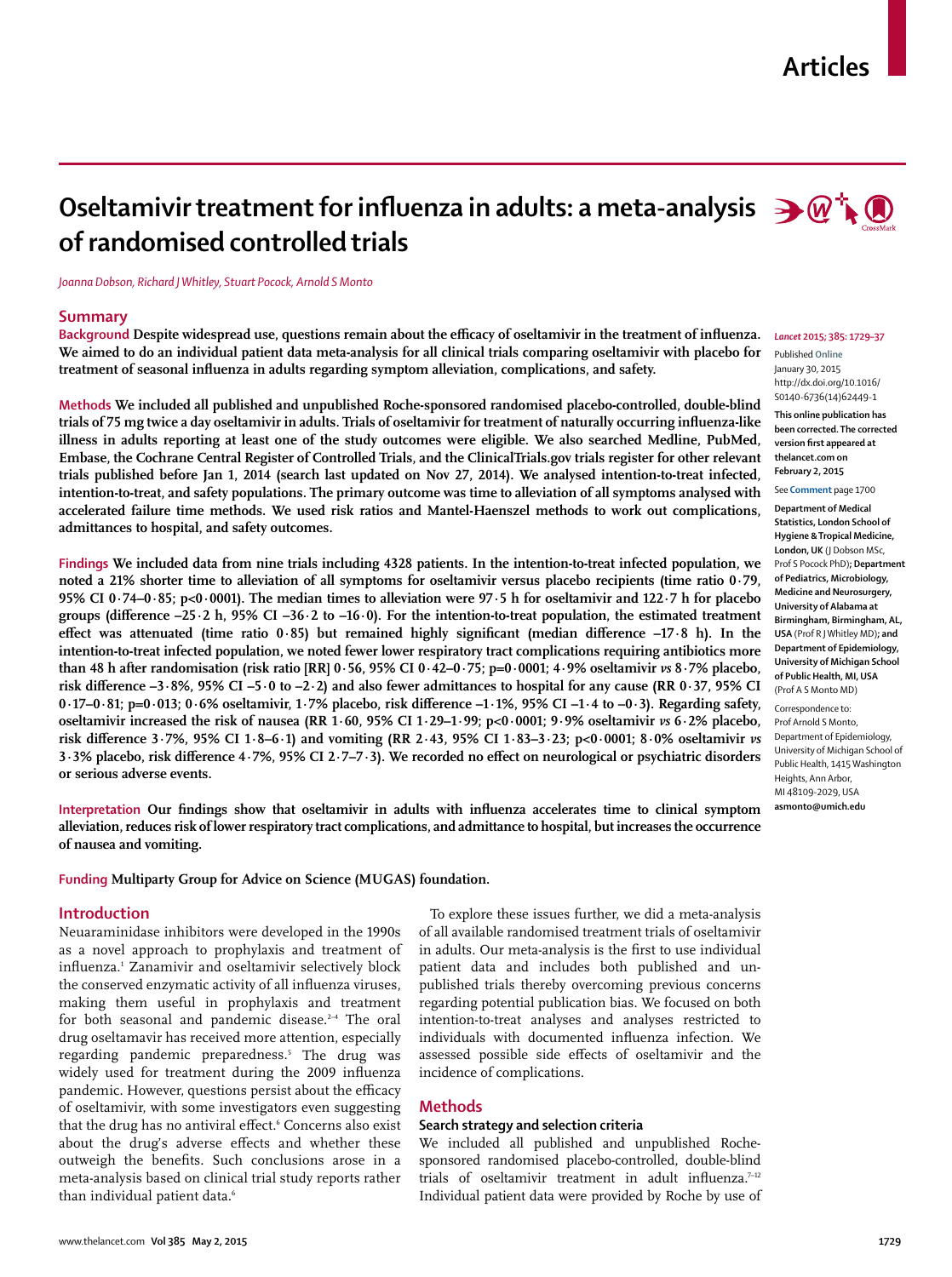# Oseltamivir treatment for influenza in adults: a meta-analysis of randomised controlled trials

*Joanna Dobson, Richard J Whitley, Stuart Pocock, Arnold S Monto*

## Summary

**Background** Despite widespread use, questions remain about the efficacy of oseltamivir in the treatment of influenza. We aimed to do an individual patient data meta-analysis for all clinical trials comparing oseltamivir with placebo for treatment of seasonal influenza in adults regarding symptom alleviation, complications, and safety.

**Methods** We included all published and unpublished Roche-sponsored randomised placebo-controlled, double-blind trials of 75 mg twice a day oseltamivir in adults. Trials of oseltamivir for treatment of naturally occurring influenza-like illness in adults reporting at least one of the study outcomes were eligible. We also searched Medline, PubMed, Embase, the Cochrane Central Register of Controlled Trials, and the ClinicalTrials.gov trials register for other relevant trials published before Jan 1, 2014 (search last updated on Nov 27, 2014). We analysed intention-to-treat infected, intention-to-treat, and safety populations. The primary outcome was time to alleviation of all symptoms analysed with accelerated failure time methods. We used risk ratios and Mantel-Haenszel methods to work out complications, admittances to hospital, and safety outcomes.

**Findings** We included data from nine trials including 4328 patients. In the intention-to-treat infected population, we noted a 21% shorter time to alleviation of all symptoms for oseltamivir versus placebo recipients (time ratio 0·79, 95% CI 0·74–0·85; p<0·0001). The median times to alleviation were 97·5 h for oseltamivir and 122·7 h for placebo groups (difference –25·2 h, 95% CI –36·2 to –16·0). For the intention-to-treat population, the estimated treatment effect was attenuated (time ratio 0·85) but remained highly significant (median difference –17·8 h). In the intention-to-treat infected population, we noted fewer lower respiratory tract complications requiring antibiotics more than 48 h after randomisation (risk ratio [RR] 0·56, 95% CI 0·42–0·75; p=0·0001; 4·9% oseltamivir *vs* 8·7% placebo, risk difference –3·8%, 95% CI –5·0 to –2·2) and also fewer admittances to hospital for any cause (RR 0·37, 95% CI 0·17–0·81; p=0·013; 0·6% oseltamivir, 1·7% placebo, risk difference –1·1%, 95% CI –1·4 to –0·3). Regarding safety, oseltamivir increased the risk of nausea (RR 1·60, 95% CI 1·29–1·99; p<0·0001; 9·9% oseltamivir *vs* 6·2% placebo, risk difference 3·7%, 95% CI 1·8–6·1) and vomiting (RR 2·43, 95% CI 1·83–3·23; p<0·0001; 8·0% oseltamivir *vs* 3·3% placebo, risk difference 4·7%, 95% CI 2·7–7·3). We recorded no effect on neurological or psychiatric disorders or serious adverse events.

**Interpretation** Our findings show that oseltamivir in adults with influenza accelerates time to clinical symptom alleviation, reduces risk of lower respiratory tract complications, and admittance to hospital, but increases the occurrence of nausea and vomiting.

**Funding** Multiparty Group for Advice on Science (MUGAS) foundation.

*Lancet* 2015; 385: 1729–37

Published Online January 30, 2015 http://dx.doi.org/10.1016/S0140-6736(14)62449-1

This online publication has been corrected. The corrected version first appeared at thelancet.com on February 2, 2015

See Comment page 1700

Department of Medical Statistics, London School of Hygiene & Tropical Medicine, London, UK (J Dobson MSc, Prof S Pocock PhD); Department of Pediatrics, Microbiology, Medicine and Neurosurgery, University of Alabama at Birmingham, Birmingham, AL, USA (Prof R J Whitley MD); and Department of Epidemiology, University of Michigan School of Public Health, MI, USA (Prof A S Monto MD)

Correspondence to: Prof Arnold S Monto, Department of Epidemiology, University of Michigan School of Public Health, 1415 Washington Heights, Ann Arbor, MI 48109-2029, USA asmonto@umich.edu

## Introduction

Neuaraminidase inhibitors were developed in the 1990s as a novel approach to prophylaxis and treatment of influenza.[1] Zanamivir and oseltamivir selectively block the conserved enzymatic activity of all influenza viruses, making them useful in prophylaxis and treatment for both seasonal and pandemic disease.[2–4] The oral drug oseltamavir has received more attention, especially regarding pandemic preparedness.[5] The drug was widely used for treatment during the 2009 influenza pandemic. However, questions persist about the efficacy of oseltamivir, with some investigators even suggesting that the drug has no antiviral effect.[6] Concerns also exist about the drug's adverse effects and whether these outweigh the benefits. Such conclusions arose in a meta-analysis based on clinical trial study reports rather than individual patient data.[6]

To explore these issues further, we did a meta-analysis of all available randomised treatment trials of oseltamivir in adults. Our meta-analysis is the first to use individual patient data and includes both published and unpublished trials thereby overcoming previous concerns regarding potential publication bias. We focused on both intention-to-treat analyses and analyses restricted to individuals with documented influenza infection. We assessed possible side effects of oseltamivir and the incidence of complications.

## Methods

### Search strategy and selection criteria

We included all published and unpublished Roche-sponsored randomised placebo-controlled, double-blind trials of oseltamivir treatment in adult influenza.[7–12] Individual patient data were provided by Roche by use of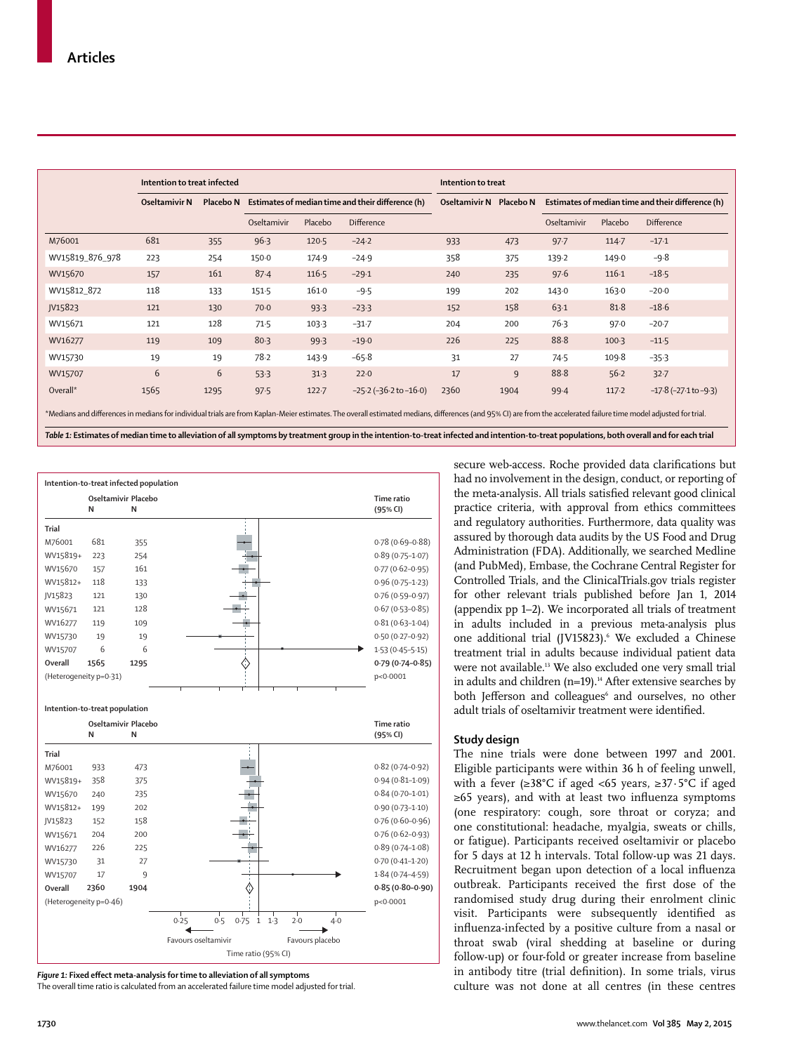| | Intention to treat infected | | | | | Intention to treat | | | | |
|---|---|---|---|---|---|---|---|---|---|---|
| | Oseltamivir N | Placebo N | Estimates of median time and their difference (h) | | | Oseltamivir N | Placebo N | Estimates of median time and their difference (h) | | |
| | | | Oseltamivir | Placebo | Difference | | | Oseltamivir | Placebo | Difference |
| M76001 | 681 | 355 | 96·3 | 120·5 | −24·2 | 933 | 473 | 97·7 | 114·7 | −17·1 |
| WV15819_876_978 | 223 | 254 | 150·0 | 174·9 | −24·9 | 358 | 375 | 139·2 | 149·0 | −9·8 |
| WV15670 | 157 | 161 | 87·4 | 116·5 | −29·1 | 240 | 235 | 97·6 | 116·1 | −18·5 |
| WV15812_872 | 118 | 133 | 151·5 | 161·0 | −9·5 | 199 | 202 | 143·0 | 163·0 | −20·0 |
| JV15823 | 121 | 130 | 70·0 | 93·3 | −23·3 | 152 | 158 | 63·1 | 81·8 | −18·6 |
| WV15671 | 121 | 128 | 71·5 | 103·3 | −31·7 | 204 | 200 | 76·3 | 97·0 | −20·7 |
| WV16277 | 119 | 109 | 80·3 | 99·3 | −19·0 | 226 | 225 | 88·8 | 100·3 | −11·5 |
| WV15730 | 19 | 19 | 78·2 | 143·9 | −65·8 | 31 | 27 | 74·5 | 109·8 | −35·3 |
| WV15707 | 6 | 6 | 53·3 | 31·3 | 22·0 | 17 | 9 | 88·8 | 56·2 | 32·7 |
| Overall* | 1565 | 1295 | 97·5 | 122·7 | −25·2 (−36·2 to −16·0) | 2360 | 1904 | 99·4 | 117·2 | −17·8 (−27·1 to −9·3) |

*Medians and differences in medians for individual trials are from Kaplan-Meier estimates. The overall estimated medians, differences (and 95% CI) are from the accelerated failure time model adjusted for trial.

***Table 1:* Estimates of median time to alleviation of all symptoms by treatment group in the intention-to-treat infected and intention-to-treat populations, both overall and for each trial**

**Intention-to-treat infected population**

| Trial | Oseltamivir N | Placebo N | Time ratio (95% CI) |
|---|---|---|---|
| M76001 | 681 | 355 | 0·78 (0·69–0·88) |
| WV15819+ | 223 | 254 | 0·89 (0·75–1·07) |
| WV15670 | 157 | 161 | 0·77 (0·62–0·95) |
| WV15812+ | 118 | 133 | 0·96 (0·75–1·23) |
| JV15823 | 121 | 130 | 0·76 (0·59–0·97) |
| WV15671 | 121 | 128 | 0·67 (0·53–0·85) |
| WV16277 | 119 | 109 | 0·81 (0·63–1·04) |
| WV15730 | 19 | 19 | 0·50 (0·27–0·92) |
| WV15707 | 6 | 6 | 1·53 (0·45–5·15) |
| **Overall** | **1565** | **1295** | **0·79 (0·74–0·85)** |
| (Heterogeneity p=0·31) | | | p<0·0001 |

**Intention-to-treat population**

| Trial | Oseltamivir N | Placebo N | Time ratio (95% CI) |
|---|---|---|---|
| M76001 | 933 | 473 | 0·82 (0·74–0·92) |
| WV15819+ | 358 | 375 | 0·94 (0·81–1·09) |
| WV15670 | 240 | 235 | 0·84 (0·70–1·01) |
| WV15812+ | 199 | 202 | 0·90 (0·73–1·10) |
| JV15823 | 152 | 158 | 0·76 (0·60–0·96) |
| WV15671 | 204 | 200 | 0·76 (0·62–0·93) |
| WV16277 | 226 | 225 | 0·89 (0·74–1·08) |
| WV15730 | 31 | 27 | 0·70 (0·41–1·20) |
| WV15707 | 17 | 9 | 1·84 (0·74–4·59) |
| **Overall** | **2360** | **1904** | **0·85 (0·80–0·90)** |
| (Heterogeneity p=0·46) | | | p<0·0001 |

Time ratio (95% CI): 0·25, 0·5, 0·75, 1, 1·3, 2·0, 4·0 — Favours oseltamivir / Favours placebo

***Figure 1:* Fixed effect meta-analysis for time to alleviation of all symptoms**
The overall time ratio is calculated from an accelerated failure time model adjusted for trial.

secure web-access. Roche provided data clarifications but had no involvement in the design, conduct, or reporting of the meta-analysis. All trials satisfied relevant good clinical practice criteria, with approval from ethics committees and regulatory authorities. Furthermore, data quality was assured by thorough data audits by the US Food and Drug Administration (FDA). Additionally, we searched Medline (and PubMed), Embase, the Cochrane Central Register for Controlled Trials, and the ClinicalTrials.gov trials register for other relevant trials published before Jan 1, 2014 (appendix pp 1–2). We incorporated all trials of treatment in adults included in a previous meta-analysis plus one additional trial (JV15823).[6] We excluded a Chinese treatment trial in adults because individual patient data were not available.[13] We also excluded one very small trial in adults and children (n=19).[14] After extensive searches by both Jefferson and colleagues[6] and ourselves, no other adult trials of oseltamivir treatment were identified.

## Study design

The nine trials were done between 1997 and 2001. Eligible participants were within 36 h of feeling unwell, with a fever (≥38°C if aged <65 years, ≥37·5°C if aged ≥65 years), and with at least two influenza symptoms (one respiratory: cough, sore throat or coryza; and one constitutional: headache, myalgia, sweats or chills, or fatigue). Participants received oseltamivir or placebo for 5 days at 12 h intervals. Total follow-up was 21 days. Recruitment began upon detection of a local influenza outbreak. Participants received the first dose of the randomised study drug during their enrolment clinic visit. Participants were subsequently identified as influenza-infected by a positive culture from a nasal or throat swab (viral shedding at baseline or during follow-up) or four-fold or greater increase from baseline in antibody titre (trial definition). In some trials, virus culture was not done at all centres (in these centres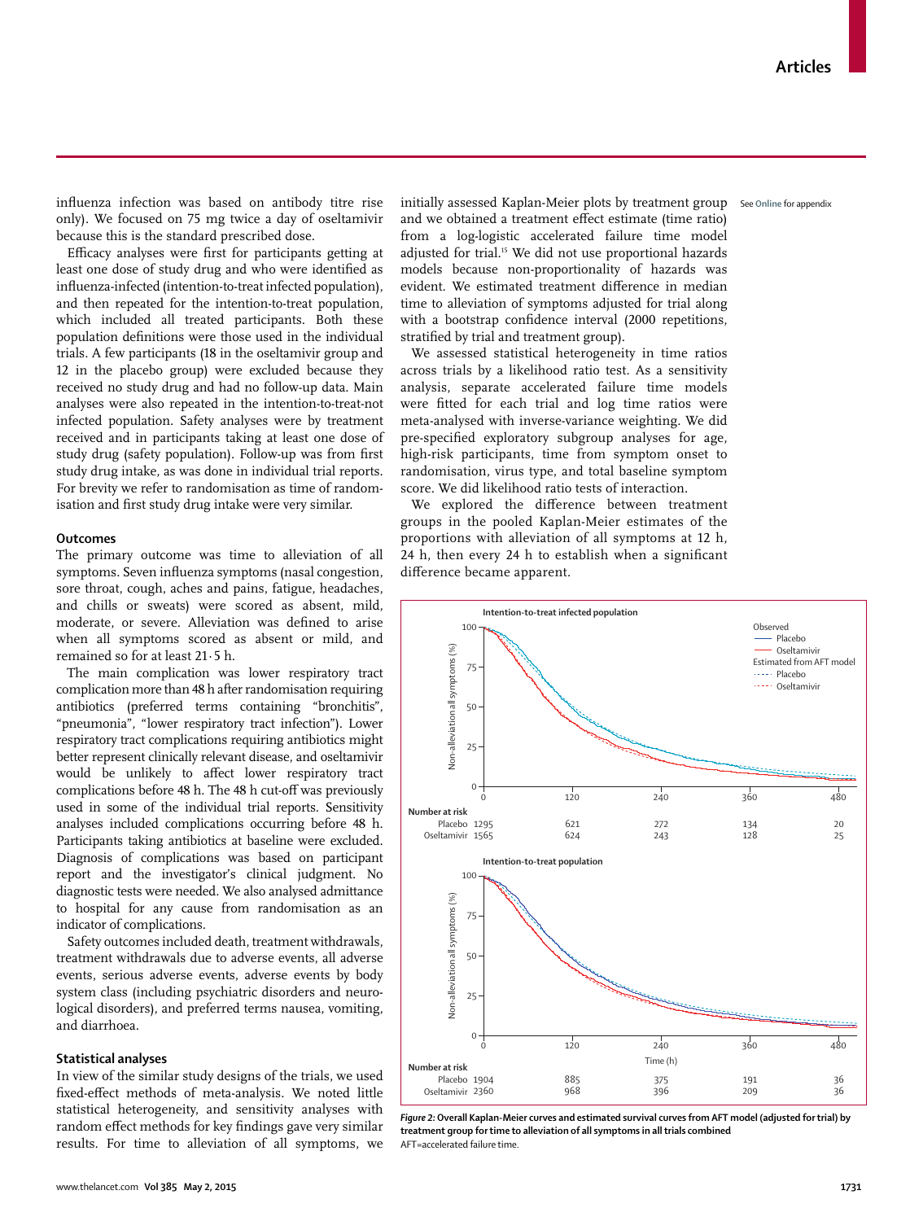influenza infection was based on antibody titre rise only). We focused on 75 mg twice a day of oseltamivir because this is the standard prescribed dose.

Efficacy analyses were first for participants getting at least one dose of study drug and who were identified as influenza-infected (intention-to-treat infected population), and then repeated for the intention-to-treat population, which included all treated participants. Both these population definitions were those used in the individual trials. A few participants (18 in the oseltamivir group and 12 in the placebo group) were excluded because they received no study drug and had no follow-up data. Main analyses were also repeated in the intention-to-treat-not infected population. Safety analyses were by treatment received and in participants taking at least one dose of study drug (safety population). Follow-up was from first study drug intake, as was done in individual trial reports. For brevity we refer to randomisation as time of randomisation and first study drug intake were very similar.

## Outcomes

The primary outcome was time to alleviation of all symptoms. Seven influenza symptoms (nasal congestion, sore throat, cough, aches and pains, fatigue, headaches, and chills or sweats) were scored as absent, mild, moderate, or severe. Alleviation was defined to arise when all symptoms scored as absent or mild, and remained so for at least 21·5 h.

The main complication was lower respiratory tract complication more than 48 h after randomisation requiring antibiotics (preferred terms containing "bronchitis", "pneumonia", "lower respiratory tract infection"). Lower respiratory tract complications requiring antibiotics might better represent clinically relevant disease, and oseltamivir would be unlikely to affect lower respiratory tract complications before 48 h. The 48 h cut-off was previously used in some of the individual trial reports. Sensitivity analyses included complications occurring before 48 h. Participants taking antibiotics at baseline were excluded. Diagnosis of complications was based on participant report and the investigator's clinical judgment. No diagnostic tests were needed. We also analysed admittance to hospital for any cause from randomisation as an indicator of complications.

Safety outcomes included death, treatment withdrawals, treatment withdrawals due to adverse events, all adverse events, serious adverse events, adverse events by body system class (including psychiatric disorders and neurological disorders), and preferred terms nausea, vomiting, and diarrhoea.

## Statistical analyses

In view of the similar study designs of the trials, we used fixed-effect methods of meta-analysis. We noted little statistical heterogeneity, and sensitivity analyses with random effect methods for key findings gave very similar results. For time to alleviation of all symptoms, we initially assessed Kaplan-Meier plots by treatment group and we obtained a treatment effect estimate (time ratio) from a log-logistic accelerated failure time model adjusted for trial.[15] We did not use proportional hazards models because non-proportionality of hazards was evident. We estimated treatment difference in median time to alleviation of symptoms adjusted for trial along with a bootstrap confidence interval (2000 repetitions, stratified by trial and treatment group).

See Online for appendix

We assessed statistical heterogeneity in time ratios across trials by a likelihood ratio test. As a sensitivity analysis, separate accelerated failure time models were fitted for each trial and log time ratios were meta-analysed with inverse-variance weighting. We did pre-specified exploratory subgroup analyses for age, high-risk participants, time from symptom onset to randomisation, virus type, and total baseline symptom score. We did likelihood ratio tests of interaction.

We explored the difference between treatment groups in the pooled Kaplan-Meier estimates of the proportions with alleviation of all symptoms at 12 h, 24 h, then every 24 h to establish when a significant difference became apparent.

**Intention-to-treat infected population** — Number at risk

| Time (h) | 0 | 120 | 240 | 360 | 480 |
|---|---|---|---|---|---|
| Placebo | 1295 | 621 | 272 | 134 | 20 |
| Oseltamivir | 1565 | 624 | 243 | 128 | 25 |

**Intention-to-treat population** — Number at risk

| Time (h) | 0 | 120 | 240 | 360 | 480 |
|---|---|---|---|---|---|
| Placebo | 1904 | 885 | 375 | 191 | 36 |
| Oseltamivir | 2360 | 968 | 396 | 209 | 36 |

*Figure 2:* **Overall Kaplan-Meier curves and estimated survival curves from AFT model (adjusted for trial) by treatment group for time to alleviation of all symptoms in all trials combined**
AFT=accelerated failure time.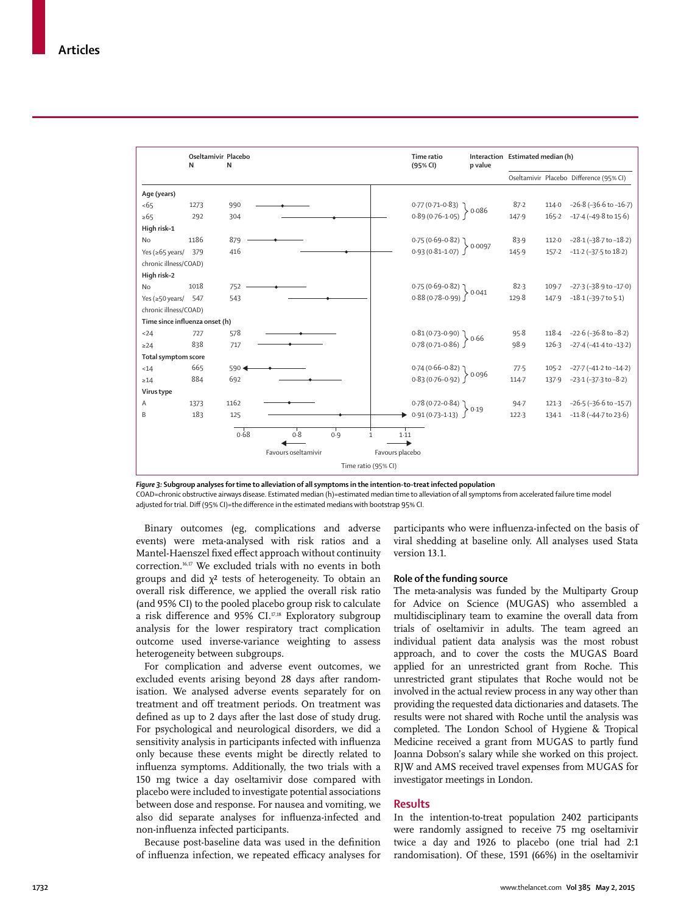| | Oseltamivir N | Placebo N | Time ratio (95% CI) | Interaction p value | Estimated median (h) Oseltamivir | Placebo | Difference (95% CI) |
|---|---|---|---|---|---|---|---|
| **Age (years)** | | | | | | | |
| <65 | 1273 | 990 | 0·77 (0·71–0·83) | 0·086 | 87·2 | 114·0 | −26·8 (−36·6 to −16·7) |
| ≥65 | 292 | 304 | 0·89 (0·76–1·05) | | 147·9 | 165·2 | −17·4 (−49·8 to 15·6) |
| **High risk–1** | | | | | | | |
| No | 1186 | 879 | 0·75 (0·69–0·82) | 0·0097 | 83·9 | 112·0 | −28·1 (−38·7 to −18·2) |
| Yes (≥65 years/ chronic illness/COAD) | 379 | 416 | 0·93 (0·81–1·07) | | 145·9 | 157·2 | −11·2 (−37·5 to 18·2) |
| **High risk–2** | | | | | | | |
| No | 1018 | 752 | 0·75 (0·69–0·82) | 0·041 | 82·3 | 109·7 | −27·3 (−38·9 to −17·0) |
| Yes (≥50 years/ chronic illness/COAD) | 547 | 543 | 0·88 (0·78–0·99) | | 129·8 | 147·9 | −18·1 (−39·7 to 5·1) |
| **Time since influenza onset (h)** | | | | | | | |
| <24 | 727 | 578 | 0·81 (0·73–0·90) | 0·66 | 95·8 | 118·4 | −22·6 (−36·8 to −8·2) |
| ≥24 | 838 | 717 | 0·78 (0·71–0·86) | | 98·9 | 126·3 | −27·4 (−41·4 to −13·2) |
| **Total symptom score** | | | | | | | |
| <14 | 665 | 590 | 0·74 (0·66–0·82) | 0·096 | 77·5 | 105·2 | −27·7 (−41·2 to −14·2) |
| ≥14 | 884 | 692 | 0·83 (0·76–0·92) | | 114·7 | 137·9 | −23·1 (−37·3 to −8·2) |
| **Virus type** | | | | | | | |
| A | 1373 | 1162 | 0·78 (0·72–0·84) | 0·19 | 94·7 | 121·3 | −26·5 (−36·6 to −15·7) |
| B | 183 | 125 | 0·91 (0·73–1·13) | | 122·3 | 134·1 | −11·8 (−44·7 to 23·6) |

Time ratio (95% CI) axis: 0·68, 0·8, 0·9, 1, 1·11 — Favours oseltamivir / Favours placebo

*Figure 3:* **Subgroup analyses for time to alleviation of all symptoms in the intention-to-treat infected population**
COAD=chronic obstructive airways disease. Estimated median (h)=estimated median time to alleviation of all symptoms from accelerated failure time model adjusted for trial. Diff (95% CI)=the difference in the estimated medians with bootstrap 95% CI.

Binary outcomes (eg, complications and adverse events) were meta-analysed with risk ratios and a Mantel-Haenszel fixed effect approach without continuity correction.[16,17] We excluded trials with no events in both groups and did $\chi^2$ tests of heterogeneity. To obtain an overall risk difference, we applied the overall risk ratio (and 95% CI) to the pooled placebo group risk to calculate a risk difference and 95% CI.[17,18] Exploratory subgroup analysis for the lower respiratory tract complication outcome used inverse-variance weighting to assess heterogeneity between subgroups.

For complication and adverse event outcomes, we excluded events arising beyond 28 days after randomisation. We analysed adverse events separately for on treatment and off treatment periods. On treatment was defined as up to 2 days after the last dose of study drug. For psychological and neurological disorders, we did a sensitivity analysis in participants infected with influenza only because these events might be directly related to influenza symptoms. Additionally, the two trials with a 150 mg twice a day oseltamivir dose compared with placebo were included to investigate potential associations between dose and response. For nausea and vomiting, we also did separate analyses for influenza-infected and non-influenza infected participants.

Because post-baseline data was used in the definition of influenza infection, we repeated efficacy analyses for participants who were influenza-infected on the basis of viral shedding at baseline only. All analyses used Stata version 13.1.

### Role of the funding source

The meta-analysis was funded by the Multiparty Group for Advice on Science (MUGAS) who assembled a multidisciplinary team to examine the overall data from trials of oseltamivir in adults. The team agreed an individual patient data analysis was the most robust approach, and to cover the costs the MUGAS Board applied for an unrestricted grant from Roche. This unrestricted grant stipulates that Roche would not be involved in the actual review process in any way other than providing the requested data dictionaries and datasets. The results were not shared with Roche until the analysis was completed. The London School of Hygiene & Tropical Medicine received a grant from MUGAS to partly fund Joanna Dobson's salary while she worked on this project. RJW and AMS received travel expenses from MUGAS for investigator meetings in London.

## Results

In the intention-to-treat population 2402 participants were randomly assigned to receive 75 mg oseltamivir twice a day and 1926 to placebo (one trial had 2:1 randomisation). Of these, 1591 (66%) in the oseltamivir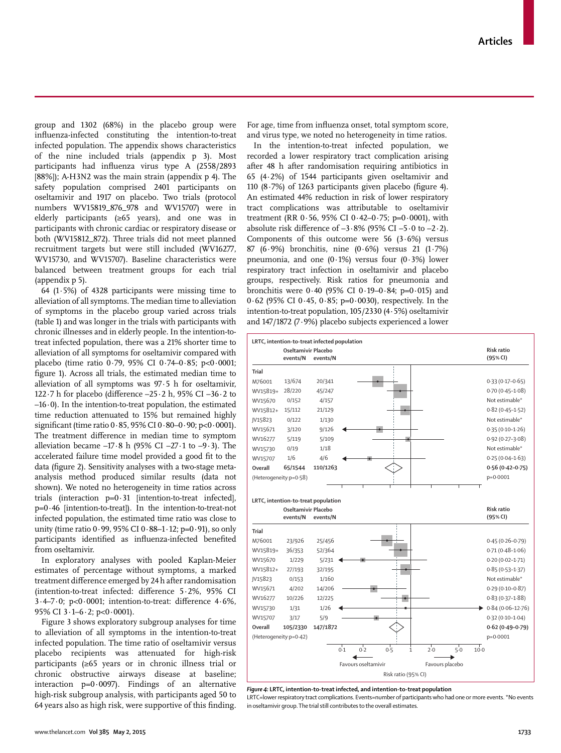group and 1302 (68%) in the placebo group were influenza-infected constituting the intention-to-treat infected population. The appendix shows characteristics of the nine included trials (appendix p 3). Most participants had influenza virus type A (2558/2893 [88%]); A-H3N2 was the main strain (appendix p 4). The safety population comprised 2401 participants on oseltamivir and 1917 on placebo. Two trials (protocol numbers WV15819_876_978 and WV15707) were in elderly participants (≥65 years), and one was in participants with chronic cardiac or respiratory disease or both (WV15812_872). Three trials did not meet planned recruitment targets but were still included (WV16277, WV15730, and WV15707). Baseline characteristics were balanced between treatment groups for each trial (appendix p 5).

64 (1·5%) of 4328 participants were missing time to alleviation of all symptoms. The median time to alleviation of symptoms in the placebo group varied across trials (table 1) and was longer in the trials with participants with chronic illnesses and in elderly people. In the intention-to-treat infected population, there was a 21% shorter time to alleviation of all symptoms for oseltamivir compared with placebo (time ratio 0·79, 95% CI 0·74–0·85; p<0·0001; figure 1). Across all trials, the estimated median time to alleviation of all symptoms was 97·5 h for oseltamivir, 122·7 h for placebo (difference –25·2 h, 95% CI –36·2 to –16·0). In the intention-to-treat population, the estimated time reduction attenuated to 15% but remained highly significant (time ratio 0·85, 95% CI 0·80–0·90; p<0·0001). The treatment difference in median time to symptom alleviation became –17·8 h (95% CI –27·1 to –9·3). The accelerated failure time model provided a good fit to the data (figure 2). Sensitivity analyses with a two-stage meta-analysis method produced similar results (data not shown). We noted no heterogeneity in time ratios across trials (interaction p=0·31 [intention-to-treat infected], p=0·46 [intention-to-treat]). In the intention-to-treat-not infected population, the estimated time ratio was close to unity (time ratio 0·99, 95% CI 0·88–1·12; p=0·91), so only participants identified as influenza-infected benefited from oseltamivir.

In exploratory analyses with pooled Kaplan-Meier estimates of percentage without symptoms, a marked treatment difference emerged by 24 h after randomisation (intention-to-treat infected: difference 5·2%, 95% CI 3·4–7·0; p<0·0001; intention-to-treat: difference 4·6%, 95% CI 3·1–6·2; p<0·0001).

Figure 3 shows exploratory subgroup analyses for time to alleviation of all symptoms in the intention-to-treat infected population. The time ratio of oseltamivir versus placebo recipients was attenuated for high-risk participants (≥65 years or in chronic illness trial or chronic obstructive airways disease at baseline; interaction p=0·0097). Findings of an alternative high-risk subgroup analysis, with participants aged 50 to 64 years also as high risk, were supportive of this finding. For age, time from influenza onset, total symptom score, and virus type, we noted no heterogeneity in time ratios.

In the intention-to-treat infected population, we recorded a lower respiratory tract complication arising after 48 h after randomisation requiring antibiotics in 65 (4·2%) of 1544 participants given oseltamivir and 110 (8·7%) of 1263 participants given placebo (figure 4). An estimated 44% reduction in risk of lower respiratory tract complications was attributable to oseltamivir treatment (RR 0·56, 95% CI 0·42–0·75; p=0·0001), with absolute risk difference of –3·8% (95% CI –5·0 to –2·2). Components of this outcome were 56 (3·6%) versus 87 (6·9%) bronchitis, nine (0·6%) versus 21 (1·7%) pneumonia, and one (0·1%) versus four (0·3%) lower respiratory tract infection in oseltamivir and placebo groups, respectively. Risk ratios for pneumonia and bronchitis were 0·40 (95% CI 0·19–0·84; p=0·015) and 0·62 (95% CI 0·45, 0·85; p=0·0030), respectively. In the intention-to-treat population, 105/2330 (4·5%) oseltamivir and 147/1872 (7·9%) placebo subjects experienced a lower

**LRTC, intention-to-treat infected population**

| Trial | Oseltamivir events/N | Placebo events/N | Risk ratio (95% CI) |
|---|---|---|---|
| M76001 | 13/674 | 20/341 | 0·33 (0·17–0·65) |
| WV15819+ | 28/220 | 45/247 | 0·70 (0·45–1·08) |
| WV15670 | 0/152 | 4/157 | Not estimable* |
| WV15812+ | 15/112 | 21/129 | 0·82 (0·45–1·52) |
| JV15823 | 0/122 | 1/130 | Not estimable* |
| WV15671 | 3/120 | 9/126 | 0·35 (0·10–1·26) |
| WV16277 | 5/119 | 5/109 | 0·92 (0·27–3·08) |
| WV15730 | 0/19 | 1/18 | Not estimable* |
| WV15707 | 1/6 | 4/6 | 0·25 (0·04–1·63) |
| **Overall** | **65/1544** | **110/1263** | **0·56 (0·42–0·75)** |
| (Heterogeneity p=0·58) | | | p=0·0001 |

**LRTC, intention-to-treat population**

| Trial | Oseltamivir events/N | Placebo events/N | Risk ratio (95% CI) |
|---|---|---|---|
| M76001 | 23/926 | 25/456 | 0·45 (0·26–0·79) |
| WV15819+ | 36/353 | 52/364 | 0·71 (0·48–1·06) |
| WV15670 | 1/229 | 5/231 | 0·20 (0·02–1·71) |
| WV15812+ | 27/193 | 32/195 | 0·85 (0·53–1·37) |
| JV15823 | 0/153 | 1/160 | Not estimable* |
| WV15671 | 4/202 | 14/206 | 0·29 (0·10–0·87) |
| WV16277 | 10/226 | 12/225 | 0·83 (0·37–1·88) |
| WV15730 | 1/31 | 1/26 | 0·84 (0·06–12·76) |
| WV15707 | 3/17 | 5/9 | 0·32 (0·10–1·04) |
| **Overall** | **105/2330** | **147/1872** | **0·62 (0·49–0·79)** |
| (Heterogeneity p=0·42) | | | p=0·0001 |

Risk ratio (95% CI): Favours oseltamivir ← → Favours placebo

*Figure 4:* **LRTC, intention-to-treat infected, and intention-to-treat population**
LRTC=lower respiratory tract complications. Events=number of participants who had one or more events. *No events in oseltamivir group. The trial still contributes to the overall estimates.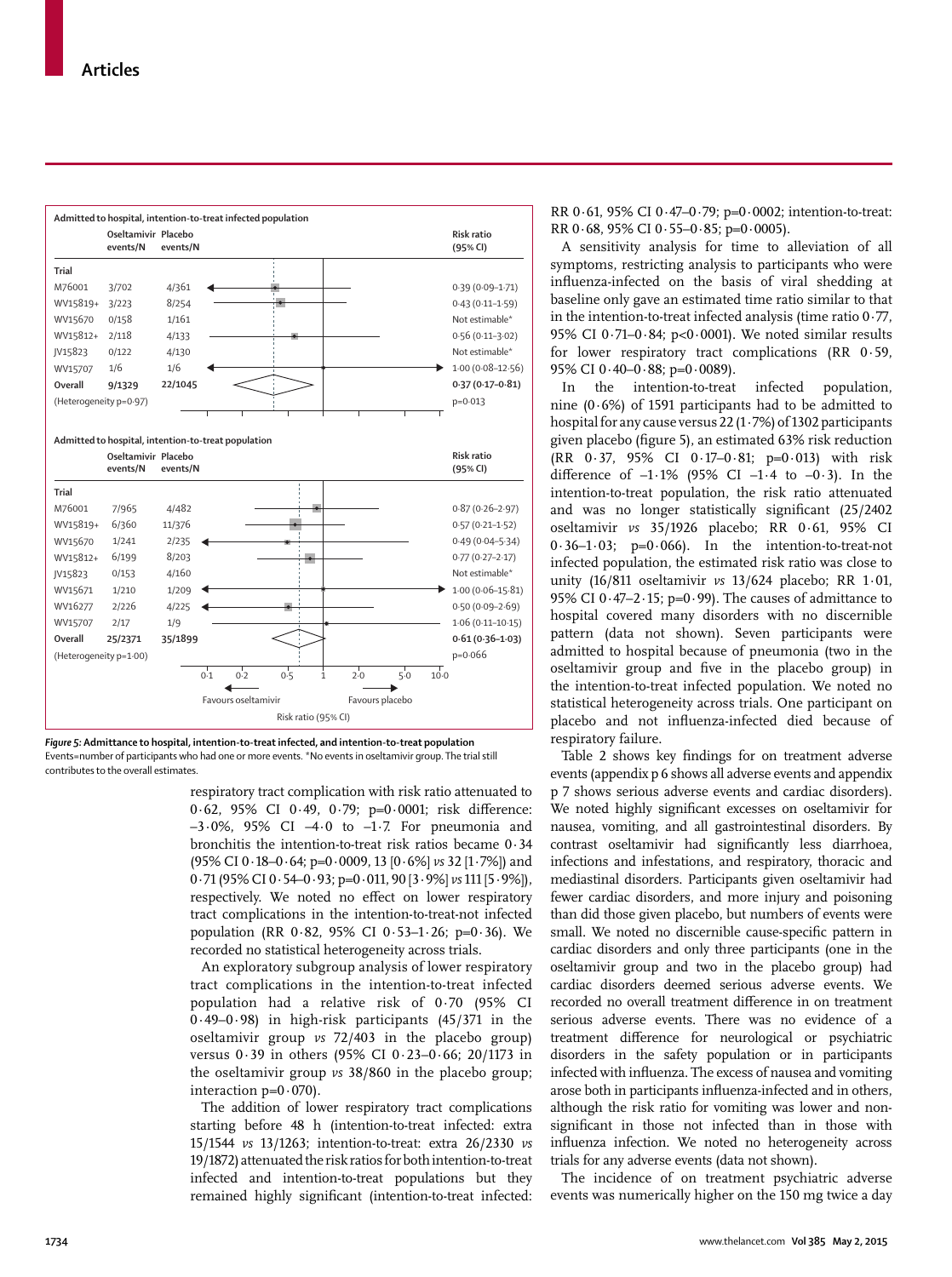**Admitted to hospital, intention-to-treat infected population**

| Trial | Oseltamivir events/N | Placebo events/N | Risk ratio (95% CI) |
|---|---|---|---|
| M76001 | 3/702 | 4/361 | 0·39 (0·09–1·71) |
| WV15819+ | 3/223 | 8/254 | 0·43 (0·11–1·59) |
| WV15670 | 0/158 | 1/161 | Not estimable* |
| WV15812+ | 2/118 | 4/133 | 0·56 (0·11–3·02) |
| JV15823 | 0/122 | 4/130 | Not estimable* |
| WV15707 | 1/6 | 1/6 | 1·00 (0·08–12·56) |
| **Overall** | **9/1329** | **22/1045** | **0·37 (0·17–0·81)** |
| (Heterogeneity p=0·97) | | | p=0·013 |

**Admitted to hospital, intention-to-treat population**

| Trial | Oseltamivir events/N | Placebo events/N | Risk ratio (95% CI) |
|---|---|---|---|
| M76001 | 7/965 | 4/482 | 0·87 (0·26–2·97) |
| WV15819+ | 6/360 | 11/376 | 0·57 (0·21–1·52) |
| WV15670 | 1/241 | 2/235 | 0·49 (0·04–5·34) |
| WV15812+ | 6/199 | 8/203 | 0·77 (0·27–2·17) |
| JV15823 | 0/153 | 4/160 | Not estimable* |
| WV15671 | 1/210 | 1/209 | 1·00 (0·06–15·81) |
| WV16277 | 2/226 | 4/225 | 0·50 (0·09–2·69) |
| WV15707 | 2/17 | 1/9 | 1·06 (0·11–10·15) |
| **Overall** | **25/2371** | **35/1899** | **0·61 (0·36–1·03)** |
| (Heterogeneity p=1·00) | | | p=0·066 |

Risk ratio (95% CI): 0·1, 0·2, 0·5, 1, 2·0, 5·0, 10·0 — Favours oseltamivir / Favours placebo

*Figure 5:* **Admittance to hospital, intention-to-treat infected, and intention-to-treat population**
Events=number of participants who had one or more events. *No events in oseltamivir group. The trial still contributes to the overall estimates.

respiratory tract complication with risk ratio attenuated to 0·62, 95% CI 0·49, 0·79; p=0·0001; risk difference: –3·0%, 95% CI –4·0 to –1·7. For pneumonia and bronchitis the intention-to-treat risk ratios became 0·34 (95% CI 0·18–0·64; p=0·0009, 13 [0·6%] *vs* 32 [1·7%]) and 0·71 (95% CI 0·54–0·93; p=0·011, 90 [3·9%] *vs* 111 [5·9%]), respectively. We noted no effect on lower respiratory tract complications in the intention-to-treat-not infected population (RR 0·82, 95% CI 0·53–1·26; p=0·36). We recorded no statistical heterogeneity across trials.

An exploratory subgroup analysis of lower respiratory tract complications in the intention-to-treat infected population had a relative risk of 0·70 (95% CI 0·49–0·98) in high-risk participants (45/371 in the oseltamivir group *vs* 72/403 in the placebo group) versus 0·39 in others (95% CI 0·23–0·66; 20/1173 in the oseltamivir group *vs* 38/860 in the placebo group; interaction p=0·070).

The addition of lower respiratory tract complications starting before 48 h (intention-to-treat infected: extra 15/1544 *vs* 13/1263; intention-to-treat: extra 26/2330 *vs* 19/1872) attenuated the risk ratios for both intention-to-treat infected and intention-to-treat populations but they remained highly significant (intention-to-treat infected: RR 0·61, 95% CI 0·47–0·79; p=0·0002; intention-to-treat: RR 0·68, 95% CI 0·55–0·85; p=0·0005).

A sensitivity analysis for time to alleviation of all symptoms, restricting analysis to participants who were influenza-infected on the basis of viral shedding at baseline only gave an estimated time ratio similar to that in the intention-to-treat infected analysis (time ratio 0·77, 95% CI 0·71–0·84; p<0·0001). We noted similar results for lower respiratory tract complications (RR 0·59, 95% CI 0·40–0·88; p=0·0089).

In the intention-to-treat infected population, nine (0·6%) of 1591 participants had to be admitted to hospital for any cause versus 22 (1·7%) of 1302 participants given placebo (figure 5), an estimated 63% risk reduction (RR 0·37, 95% CI 0·17–0·81; p=0·013) with risk difference of –1·1% (95% CI –1·4 to –0·3). In the intention-to-treat population, the risk ratio attenuated and was no longer statistically significant (25/2402 oseltamivir *vs* 35/1926 placebo; RR 0·61, 95% CI 0·36–1·03; p=0·066). In the intention-to-treat-not infected population, the estimated risk ratio was close to unity (16/811 oseltamivir *vs* 13/624 placebo; RR 1·01, 95% CI 0·47–2·15; p=0·99). The causes of admittance to hospital covered many disorders with no discernible pattern (data not shown). Seven participants were admitted to hospital because of pneumonia (two in the oseltamivir group and five in the placebo group) in the intention-to-treat infected population. We noted no statistical heterogeneity across trials. One participant on placebo and not influenza-infected died because of respiratory failure.

Table 2 shows key findings for on treatment adverse events (appendix p 6 shows all adverse events and appendix p 7 shows serious adverse events and cardiac disorders). We noted highly significant excesses on oseltamivir for nausea, vomiting, and all gastrointestinal disorders. By contrast oseltamivir had significantly less diarrhoea, infections and infestations, and respiratory, thoracic and mediastinal disorders. Participants given oseltamivir had fewer cardiac disorders, and more injury and poisoning than did those given placebo, but numbers of events were small. We noted no discernible cause-specific pattern in cardiac disorders and only three participants (one in the oseltamivir group and two in the placebo group) had cardiac disorders deemed serious adverse events. We recorded no overall treatment difference in on treatment serious adverse events. There was no evidence of a treatment difference for neurological or psychiatric disorders in the safety population or in participants infected with influenza. The excess of nausea and vomiting arose both in participants influenza-infected and in others, although the risk ratio for vomiting was lower and non-significant in those not infected than in those with influenza infection. We noted no heterogeneity across trials for any adverse events (data not shown).

The incidence of on treatment psychiatric adverse events was numerically higher on the 150 mg twice a day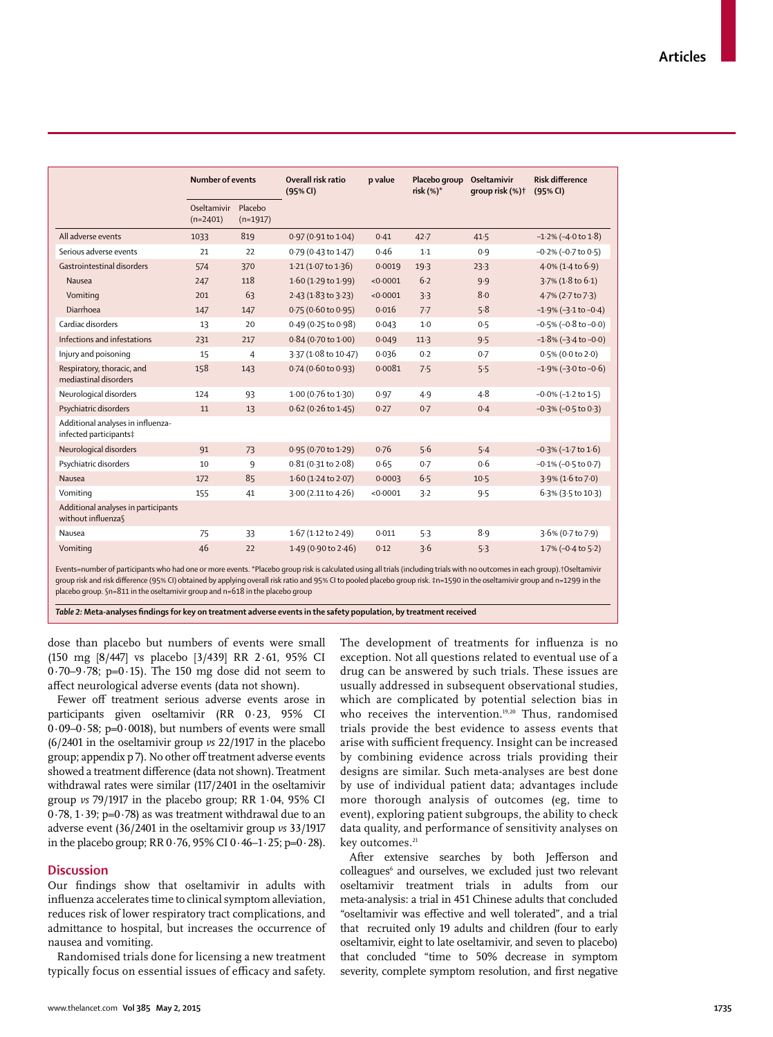| | Number of events | | Overall risk ratio (95% CI) | p value | Placebo group risk (%)* | Oseltamivir group risk (%)† | Risk difference (95% CI) |
|---|---|---|---|---|---|---|---|
| | Oseltamivir (n=2401) | Placebo (n=1917) | | | | | |
| All adverse events | 1033 | 819 | 0·97 (0·91 to 1·04) | 0·41 | 42·7 | 41·5 | –1·2% (–4·0 to 1·8) |
| Serious adverse events | 21 | 22 | 0·79 (0·43 to 1·47) | 0·46 | 1·1 | 0·9 | –0·2% (–0·7 to 0·5) |
| Gastrointestinal disorders | 574 | 370 | 1·21 (1·07 to 1·36) | 0·0019 | 19·3 | 23·3 | 4·0% (1·4 to 6·9) |
| Nausea | 247 | 118 | 1·60 (1·29 to 1·99) | <0·0001 | 6·2 | 9·9 | 3·7% (1·8 to 6·1) |
| Vomiting | 201 | 63 | 2·43 (1·83 to 3·23) | <0·0001 | 3·3 | 8·0 | 4·7% (2·7 to 7·3) |
| Diarrhoea | 147 | 147 | 0·75 (0·60 to 0·95) | 0·016 | 7·7 | 5·8 | –1·9% (–3·1 to –0·4) |
| Cardiac disorders | 13 | 20 | 0·49 (0·25 to 0·98) | 0·043 | 1·0 | 0·5 | –0·5% (–0·8 to –0·0) |
| Infections and infestations | 231 | 217 | 0·84 (0·70 to 1·00) | 0·049 | 11·3 | 9·5 | –1·8% (–3·4 to –0·0) |
| Injury and poisoning | 15 | 4 | 3·37 (1·08 to 10·47) | 0·036 | 0·2 | 0·7 | 0·5% (0·0 to 2·0) |
| Respiratory, thoracic, and mediastinal disorders | 158 | 143 | 0·74 (0·60 to 0·93) | 0·0081 | 7·5 | 5·5 | –1·9% (–3·0 to –0·6) |
| Neurological disorders | 124 | 93 | 1·00 (0·76 to 1·30) | 0·97 | 4·9 | 4·8 | –0·0% (–1·2 to 1·5) |
| Psychiatric disorders | 11 | 13 | 0·62 (0·26 to 1·45) | 0·27 | 0·7 | 0·4 | –0·3% (–0·5 to 0·3) |
| Additional analyses in influenza-infected participants‡ | | | | | | | |
| Neurological disorders | 91 | 73 | 0·95 (0·70 to 1·29) | 0·76 | 5·6 | 5·4 | –0·3% (–1·7 to 1·6) |
| Psychiatric disorders | 10 | 9 | 0·81 (0·31 to 2·08) | 0·65 | 0·7 | 0·6 | –0·1% (–0·5 to 0·7) |
| Nausea | 172 | 85 | 1·60 (1·24 to 2·07) | 0·0003 | 6·5 | 10·5 | 3·9% (1·6 to 7·0) |
| Vomiting | 155 | 41 | 3·00 (2.11 to 4·26) | <0·0001 | 3·2 | 9·5 | 6·3% (3·5 to 10·3) |
| Additional analyses in participants without influenza§ | | | | | | | |
| Nausea | 75 | 33 | 1·67 (1·12 to 2·49) | 0·011 | 5·3 | 8·9 | 3·6% (0·7 to 7·9) |
| Vomiting | 46 | 22 | 1·49 (0·90 to 2·46) | 0·12 | 3·6 | 5·3 | 1·7% (–0·4 to 5·2) |

Events=number of participants who had one or more events. *Placebo group risk is calculated using all trials (including trials with no outcomes in each group). †Oseltamivir group risk and risk difference (95% CI) obtained by applying overall risk ratio and 95% CI to pooled placebo group risk. ‡n=1590 in the oseltamivir group and n=1299 in the placebo group. §n=811 in the oseltamivir group and n=618 in the placebo group

*Table 2:* **Meta-analyses findings for key on treatment adverse events in the safety population, by treatment received**

dose than placebo but numbers of events were small (150 mg [8/447] vs placebo [3/439] RR 2·61, 95% CI 0·70–9·78; p=0·15). The 150 mg dose did not seem to affect neurological adverse events (data not shown).

Fewer off treatment serious adverse events arose in participants given oseltamivir (RR 0·23, 95% CI 0·09–0·58; p=0·0018), but numbers of events were small (6/2401 in the oseltamivir group *vs* 22/1917 in the placebo group; appendix p 7). No other off treatment adverse events showed a treatment difference (data not shown). Treatment withdrawal rates were similar (117/2401 in the oseltamivir group *vs* 79/1917 in the placebo group; RR 1·04, 95% CI 0·78, 1·39; p=0·78) as was treatment withdrawal due to an adverse event (36/2401 in the oseltamivir group *vs* 33/1917 in the placebo group; RR 0·76, 95% CI 0·46–1·25; p=0·28).

## Discussion

Our findings show that oseltamivir in adults with influenza accelerates time to clinical symptom alleviation, reduces risk of lower respiratory tract complications, and admittance to hospital, but increases the occurrence of nausea and vomiting.

Randomised trials done for licensing a new treatment typically focus on essential issues of efficacy and safety. The development of treatments for influenza is no exception. Not all questions related to eventual use of a drug can be answered by such trials. These issues are usually addressed in subsequent observational studies, which are complicated by potential selection bias in who receives the intervention.[19,20] Thus, randomised trials provide the best evidence to assess events that arise with sufficient frequency. Insight can be increased by combining evidence across trials providing their designs are similar. Such meta-analyses are best done by use of individual patient data; advantages include more thorough analysis of outcomes (eg, time to event), exploring patient subgroups, the ability to check data quality, and performance of sensitivity analyses on key outcomes.[21]

After extensive searches by both Jefferson and colleagues[6] and ourselves, we excluded just two relevant oseltamivir treatment trials in adults from our meta-analysis: a trial in 451 Chinese adults that concluded "oseltamivir was effective and well tolerated", and a trial that recruited only 19 adults and children (four to early oseltamivir, eight to late oseltamivir, and seven to placebo) that concluded "time to 50% decrease in symptom severity, complete symptom resolution, and first negative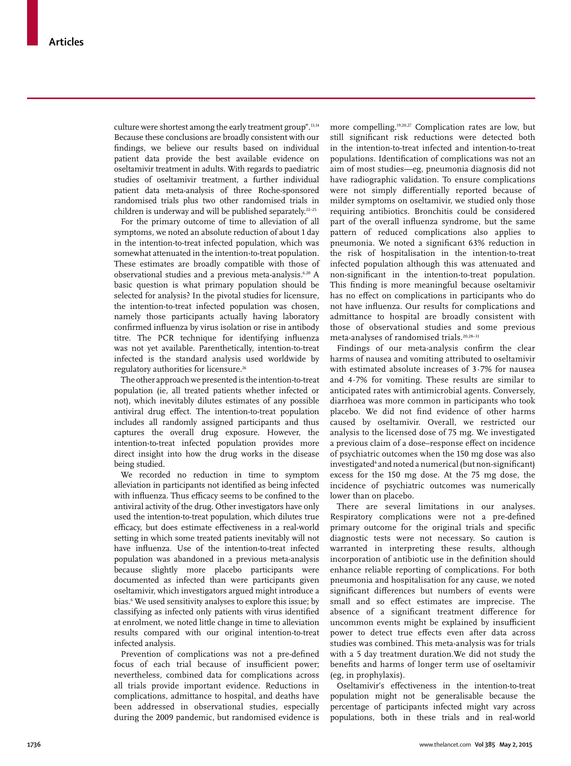culture were shortest among the early treatment group".[13,14] Because these conclusions are broadly consistent with our findings, we believe our results based on individual patient data provide the best available evidence on oseltamivir treatment in adults. With regards to paediatric studies of oseltamivir treatment, a further individual patient data meta-analysis of three Roche-sponsored randomised trials plus two other randomised trials in children is underway and will be published separately.[22–25]

For the primary outcome of time to alleviation of all symptoms, we noted an absolute reduction of about 1 day in the intention-to-treat infected population, which was somewhat attenuated in the intention-to-treat population. These estimates are broadly compatible with those of observational studies and a previous meta-analysis.[6,20] A basic question is what primary population should be selected for analysis? In the pivotal studies for licensure, the intention-to-treat infected population was chosen, namely those participants actually having laboratory confirmed influenza by virus isolation or rise in antibody titre. The PCR technique for identifying influenza was not yet available. Parenthetically, intention-to-treat infected is the standard analysis used worldwide by regulatory authorities for licensure.[26]

The other approach we presented is the intention-to-treat population (ie, all treated patients whether infected or not), which inevitably dilutes estimates of any possible antiviral drug effect. The intention-to-treat population includes all randomly assigned participants and thus captures the overall drug exposure. However, the intention-to-treat infected population provides more direct insight into how the drug works in the disease being studied.

We recorded no reduction in time to symptom alleviation in participants not identified as being infected with influenza. Thus efficacy seems to be confined to the antiviral activity of the drug. Other investigators have only used the intention-to-treat population, which dilutes true efficacy, but does estimate effectiveness in a real-world setting in which some treated patients inevitably will not have influenza. Use of the intention-to-treat infected population was abandoned in a previous meta-analysis because slightly more placebo participants were documented as infected than were participants given oseltamivir, which investigators argued might introduce a bias.[6] We used sensitivity analyses to explore this issue; by classifying as infected only patients with virus identified at enrolment, we noted little change in time to alleviation results compared with our original intention-to-treat infected analysis.

Prevention of complications was not a pre-defined focus of each trial because of insufficient power; nevertheless, combined data for complications across all trials provide important evidence. Reductions in complications, admittance to hospital, and deaths have been addressed in observational studies, especially during the 2009 pandemic, but randomised evidence is more compelling.[19,20,27] Complication rates are low, but still significant risk reductions were detected both in the intention-to-treat infected and intention-to-treat populations. Identification of complications was not an aim of most studies—eg, pneumonia diagnosis did not have radiographic validation. To ensure complications were not simply differentially reported because of milder symptoms on oseltamivir, we studied only those requiring antibiotics. Bronchitis could be considered part of the overall influenza syndrome, but the same pattern of reduced complications also applies to pneumonia. We noted a significant 63% reduction in the risk of hospitalisation in the intention-to-treat infected population although this was attenuated and non-significant in the intention-to-treat population. This finding is more meaningful because oseltamivir has no effect on complications in participants who do not have influenza. Our results for complications and admittance to hospital are broadly consistent with those of observational studies and some previous meta-analyses of randomised trials.[20,28–31]

Findings of our meta-analysis confirm the clear harms of nausea and vomiting attributed to oseltamivir with estimated absolute increases of 3·7% for nausea and 4·7% for vomiting. These results are similar to anticipated rates with antimicrobial agents. Conversely, diarrhoea was more common in participants who took placebo. We did not find evidence of other harms caused by oseltamivir. Overall, we restricted our analysis to the licensed dose of 75 mg. We investigated a previous claim of a dose–response effect on incidence of psychiatric outcomes when the 150 mg dose was also investigated[6] and noted a numerical (but non-significant) excess for the 150 mg dose. At the 75 mg dose, the incidence of psychiatric outcomes was numerically lower than on placebo.

There are several limitations in our analyses. Respiratory complications were not a pre-defined primary outcome for the original trials and specific diagnostic tests were not necessary. So caution is warranted in interpreting these results, although incorporation of antibiotic use in the definition should enhance reliable reporting of complications. For both pneumonia and hospitalisation for any cause, we noted significant differences but numbers of events were small and so effect estimates are imprecise. The absence of a significant treatment difference for uncommon events might be explained by insufficient power to detect true effects even after data across studies was combined. This meta-analysis was for trials with a 5 day treatment duration.We did not study the benefits and harms of longer term use of oseltamivir (eg, in prophylaxis).

Oseltamivir's effectiveness in the intention-to-treat population might not be generalisable because the percentage of participants infected might vary across populations, both in these trials and in real-world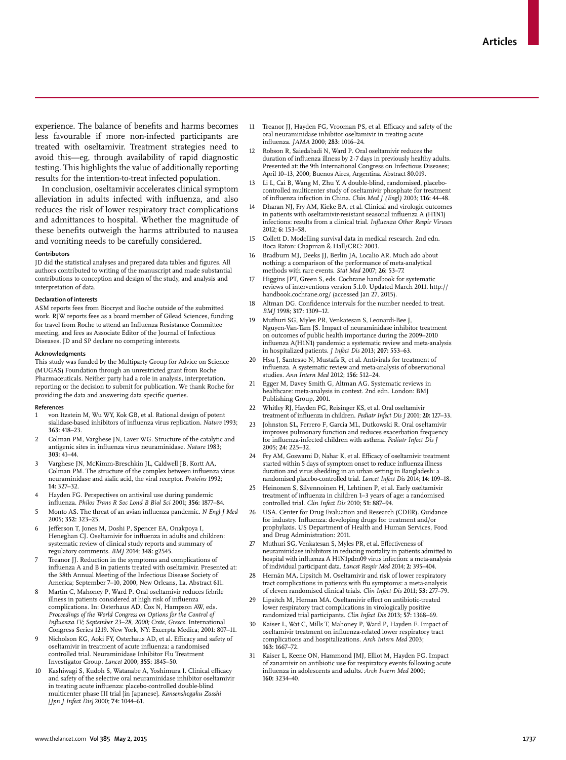experience. The balance of benefits and harms becomes less favourable if more non-infected participants are treated with oseltamivir. Treatment strategies need to avoid this—eg, through availability of rapid diagnostic testing. This highlights the value of additionally reporting results for the intention-to-treat infected population.

In conclusion, oseltamivir accelerates clinical symptom alleviation in adults infected with influenza, and also reduces the risk of lower respiratory tract complications and admittances to hospital. Whether the magnitude of these benefits outweigh the harms attributed to nausea and vomiting needs to be carefully considered.

#### Contributors

JD did the statistical analyses and prepared data tables and figures. All authors contributed to writing of the manuscript and made substantial contributions to conception and design of the study, and analysis and interpretation of data.

#### Declaration of interests

ASM reports fees from Biocryst and Roche outside of the submitted work. RJW reports fees as a board member of Gilead Sciences, funding for travel from Roche to attend an Influenza Resistance Committee meeting, and fees as Associate Editor of the Journal of Infectious Diseases. JD and SP declare no competing interests.

#### Acknowledgments

This study was funded by the Multiparty Group for Advice on Science (MUGAS) Foundation through an unrestricted grant from Roche Pharmaceuticals. Neither party had a role in analysis, interpretation, reporting or the decision to submit for publication. We thank Roche for providing the data and answering data specific queries.

#### References

1. von Itzstein M, Wu WY, Kok GB, et al. Rational design of potent sialidase-based inhibitors of influenza virus replication. *Nature* 1993; **363:** 418–23.
2. Colman PM, Varghese JN, Laver WG. Structure of the catalytic and antigenic sites in influenza virus neuraminidase. *Nature* 1983; **303:** 41–44.
3. Varghese JN, McKimm-Breschkin JL, Caldwell JB, Kortt AA, Colman PM. The structure of the complex between influenza virus neuraminidase and sialic acid, the viral receptor. *Proteins* 1992; **14:** 327–32.
4. Hayden FG. Perspectives on antiviral use during pandemic influenza. *Philos Trans R Soc Lond B Biol Sci* 2001; **356:** 1877–84.
5. Monto AS. The threat of an avian influenza pandemic. *N Engl J Med* 2005; **352:** 323–25.
6. Jefferson T, Jones M, Doshi P, Spencer EA, Onakpoya I, Heneghan CJ. Oseltamivir for influenza in adults and children: systematic review of clinical study reports and summary of regulatory comments. *BMJ* 2014; **348:** g2545.
7. Treanor JJ. Reduction in the symptoms and complications of influenza A and B in patients treated with oseltamivir. Presented at: the 38th Annual Meeting of the Infectious Disease Society of America; September 7–10, 2000, New Orleans, La. Abstract 611.
8. Martin C, Mahoney P, Ward P. Oral oseltamivir reduces febrile illness in patients considered at high risk of influenza complications. In: Osterhaus AD, Cox N, Hampson AW, eds. *Proceedings of the World Congress on Options for the Control of Influenza IV; September 23–28, 2000; Crete, Greece*. International Congress Series 1219. New York, NY: Excerpta Medica; 2001: 807–11.
9. Nicholson KG, Aoki FY, Osterhaus AD, et al. Efficacy and safety of oseltamivir in treatment of acute influenza: a randomised controlled trial. Neuraminidase Inhibitor Flu Treatment Investigator Group. *Lancet* 2000; **355:** 1845–50.
10. Kashiwagi S, Kudoh S, Watanabe A, Yoshimura I. Clinical efficacy and safety of the selective oral neuraminidase inhibitor oseltamivir in treating acute influenza: placebo-controlled double-blind multicenter phase III trial [in Japanese]. *Kansenshogaku Zasshi [Jpn J Infect Dis]* 2000; **74:** 1044–61.
11. Treanor JJ, Hayden FG, Vrooman PS, et al. Efficacy and safety of the oral neuraminidase inhibitor oseltamivir in treating acute influenza. *JAMA* 2000; **283:** 1016–24.
12. Robson R, Saiedabadi N, Ward P. Oral oseltamivir reduces the duration of influenza illness by 2·7 days in previously healthy adults. Presented at: the 9th International Congress on Infectious Diseases; April 10–13, 2000; Buenos Aires, Argentina. Abstract 80.019.
13. Li L, Cai B, Wang M, Zhu Y. A double-blind, randomised, placebo-controlled multicenter study of oseltamivir phosphate for treatment of influenza infection in China. *Chin Med J (Engl)* 2003; **116:** 44–48.
14. Dharan NJ, Fry AM, Kieke BA, et al. Clinical and virologic outcomes in patients with oseltamivir-resistant seasonal influenza A (H1N1) infections: results from a clinical trial. *Influenza Other Respir Viruses* 2012; **6:** 153–58.
15. Collett D. Modelling survival data in medical research. 2nd edn. Boca Raton: Chapman & Hall/CRC: 2003.
16. Bradburn MJ, Deeks JJ, Berlin JA, Localio AR. Much ado about nothing: a comparison of the performance of meta-analytical methods with rare events. *Stat Med* 2007; **26:** 53–77.
17. Higgins JPT, Green S, eds. Cochrane handbook for systematic reviews of interventions version 5.1.0. Updated March 2011. http://handbook.cochrane.org/ (accessed Jan 27, 2015).
18. Altman DG. Confidence intervals for the number needed to treat. *BMJ* 1998; **317:** 1309–12.
19. Muthuri SG, Myles PR, Venkatesan S, Leonardi-Bee J, Nguyen-Van-Tam JS. Impact of neuraminidase inhibitor treatment on outcomes of public health importance during the 2009–2010 influenza A(H1N1) pandemic: a systematic review and meta-analysis in hospitalized patients. *J Infect Dis* 2013; **207:** 553–63.
20. Hsu J, Santesso N, Mustafa R, et al. Antivirals for treatment of influenza. A systematic review and meta-analysis of observational studies. *Ann Intern Med* 2012; **156:** 512–24.
21. Egger M, Davey Smith G, Altman AG. Systematic reviews in healthcare: meta-analysis in context. 2nd edn. London: BMJ Publishing Group, 2001.
22. Whitley RJ, Hayden FG, Reisinger KS, et al. Oral oseltamivir treatment of influenza in children. *Pediatr Infect Dis J* 2001; **20:** 127–33.
23. Johnston SL, Ferrero F, Garcia ML, Dutkowski R. Oral oseltamivir improves pulmonary function and reduces exacerbation frequency for influenza-infected children with asthma. *Pediatr Infect Dis J* 2005; **24:** 225–32.
24. Fry AM, Goswami D, Nahar K, et al. Efficacy of oseltamivir treatment started within 5 days of symptom onset to reduce influenza illness duration and virus shedding in an urban setting in Bangladesh: a randomised placebo-controlled trial. *Lancet Infect Dis* 2014; **14:** 109–18.
25. Heinonen S, Silvennoinen H, Lehtinen P, et al. Early oseltamivir treatment of influenza in children 1–3 years of age: a randomised controlled trial. *Clin Infect Dis* 2010; **51:** 887–94.
26. USA. Center for Drug Evaluation and Research (CDER). Guidance for industry. Influenza: developing drugs for treatment and/or prophylaxis. US Department of Health and Human Services, Food and Drug Administration: 2011.
27. Muthuri SG, Venkatesan S, Myles PR, et al. Effectiveness of neuraminidase inhibitors in reducing mortality in patients admitted to hospital with influenza A H1N1pdm09 virus infection: a meta-analysis of individual participant data. *Lancet Respir Med* 2014; **2:** 395–404.
28. Hernán MA, Lipsitch M. Oseltamivir and risk of lower respiratory tract complications in patients with flu symptoms: a meta-analysis of eleven randomised clinical trials. *Clin Infect Dis* 2011; **53:** 277–79.
29. Lipsitch M, Hernan MA. Oseltamivir effect on antibiotic-treated lower respiratory tract complications in virologically positive randomized trial participants. *Clin Infect Dis* 2013; **57:** 1368–69.
30. Kaiser L, Wat C, Mills T, Mahoney P, Ward P, Hayden F. Impact of oseltamivir treatment on influenza-related lower respiratory tract complications and hospitalizations. *Arch Intern Med* 2003; **163:** 1667–72.
31. Kaiser L, Keene ON, Hammond JMJ, Elliot M, Hayden FG. Impact of zanamivir on antibiotic use for respiratory events following acute influenza in adolescents and adults. *Arch Intern Med* 2000; **160:** 3234–40.